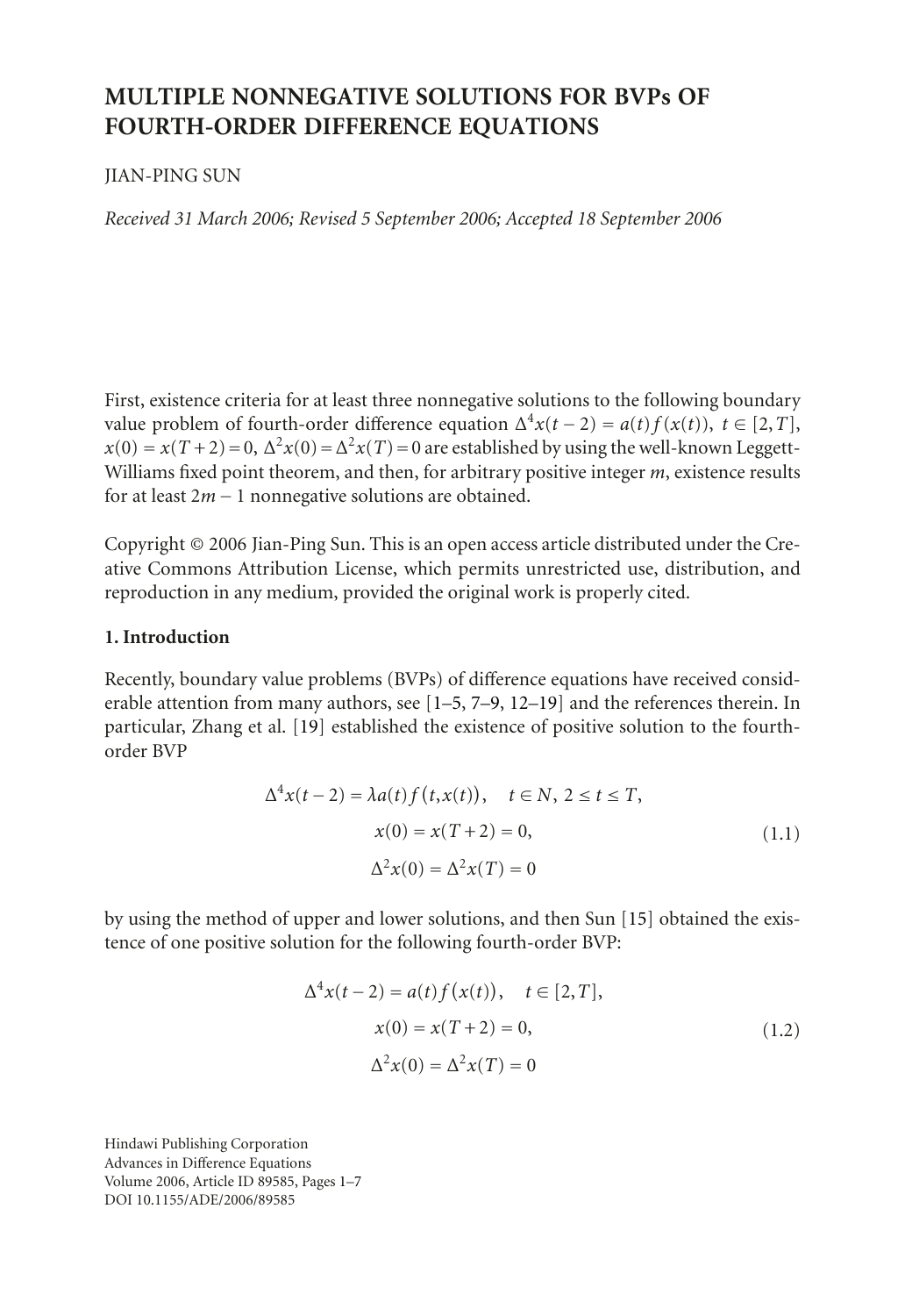# MULTIPLE NONNEGATIVE SOLUTIONS FOR BVPs OF FOURTH-ORDER DIFFERENCE EQUATIONS

JIAN-PING SUN

*Received 31 March 2006; Revised 5 September 2006; Accepted 18 September 2006*

First, existence criteria for at least three nonnegative solutions to the following boundary value problem of fourth-order difference equation $\Delta^4 x(t-2) = a(t) f(x(t))$, $t \in [2,T]$, $x(0) = x(T+2) = 0$, $\Delta^2 x(0) = \Delta^2 x(T) = 0$ are established by using the well-known Leggett-Williams fixed point theorem, and then, for arbitrary positive integer $m$, existence results for at least $2m-1$ nonnegative solutions are obtained.

Copyright © 2006 Jian-Ping Sun. This is an open access article distributed under the Creative Commons Attribution License, which permits unrestricted use, distribution, and reproduction in any medium, provided the original work is properly cited.

## 1. Introduction

Recently, boundary value problems (BVPs) of difference equations have received considerable attention from many authors, see [1–5, 7–9, 12–19] and the references therein. In particular, Zhang et al. [19] established the existence of positive solution to the fourth-order BVP

$$
\begin{gathered}
\Delta^4 x(t-2) = \lambda a(t) f\big(t, x(t)\big), \quad t \in N,\ 2 \le t \le T, \\
x(0) = x(T+2) = 0, \\
\Delta^2 x(0) = \Delta^2 x(T) = 0
\end{gathered}
\tag{1.1}
$$

by using the method of upper and lower solutions, and then Sun [15] obtained the existence of one positive solution for the following fourth-order BVP:

$$
\begin{gathered}
\Delta^4 x(t-2) = a(t) f\big(x(t)\big), \quad t \in [2,T], \\
x(0) = x(T+2) = 0, \\
\Delta^2 x(0) = \Delta^2 x(T) = 0
\end{gathered}
\tag{1.2}
$$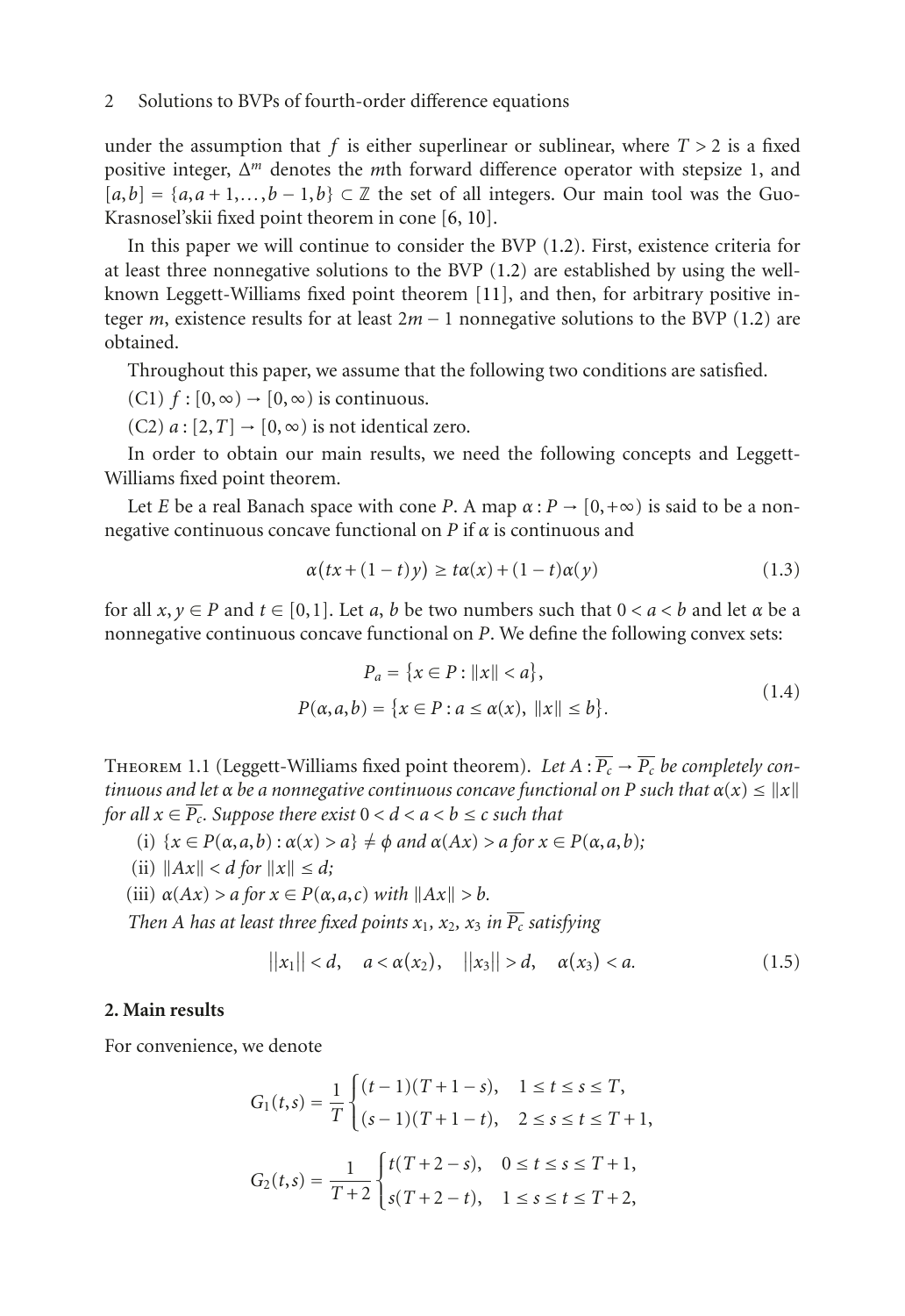under the assumption that $f$ is either superlinear or sublinear, where $T > 2$ is a fixed positive integer, $\Delta^m$ denotes the $m$th forward difference operator with stepsize 1, and $[a,b] = \{a, a+1, \ldots, b-1, b\} \subset \mathbb{Z}$ the set of all integers. Our main tool was the Guo-Krasnosel'skii fixed point theorem in cone [6, 10].

In this paper we will continue to consider the BVP (1.2). First, existence criteria for at least three nonnegative solutions to the BVP (1.2) are established by using the well-known Leggett-Williams fixed point theorem [11], and then, for arbitrary positive integer $m$, existence results for at least $2m-1$ nonnegative solutions to the BVP (1.2) are obtained.

Throughout this paper, we assume that the following two conditions are satisfied.

(C1) $f : [0,\infty) \to [0,\infty)$ is continuous.

(C2) $a : [2,T] \to [0,\infty)$ is not identical zero.

In order to obtain our main results, we need the following concepts and Leggett-Williams fixed point theorem.

Let $E$ be a real Banach space with cone $P$. A map $\alpha : P \to [0,+\infty)$ is said to be a nonnegative continuous concave functional on $P$ if $\alpha$ is continuous and

$$\alpha(tx + (1-t)y) \geq t\alpha(x) + (1-t)\alpha(y) \tag{1.3}$$

for all $x, y \in P$ and $t \in [0,1]$. Let $a$, $b$ be two numbers such that $0 < a < b$ and let $\alpha$ be a nonnegative continuous concave functional on $P$. We define the following convex sets:

$$\begin{gathered} P_a = \{x \in P : \|x\| < a\}, \\ P(\alpha, a, b) = \{x \in P : a \leq \alpha(x),\ \|x\| \leq b\}. \end{gathered} \tag{1.4}$$

Theorem 1.1 (Leggett-Williams fixed point theorem). *Let $A : \overline{P_c} \to \overline{P_c}$ be completely continuous and let $\alpha$ be a nonnegative continuous concave functional on $P$ such that $\alpha(x) \leq \|x\|$ for all $x \in \overline{P_c}$. Suppose there exist $0 < d < a < b \leq c$ such that*

(i) *$\{x \in P(\alpha, a, b) : \alpha(x) > a\} \neq \phi$ and $\alpha(Ax) > a$ for $x \in P(\alpha, a, b)$;*

(ii) *$\|Ax\| < d$ for $\|x\| \leq d$;*

(iii) *$\alpha(Ax) > a$ for $x \in P(\alpha, a, c)$ with $\|Ax\| > b$.*

*Then $A$ has at least three fixed points $x_1$, $x_2$, $x_3$ in $\overline{P_c}$ satisfying*

$$\|x_1\| < d, \quad a < \alpha(x_2), \quad \|x_3\| > d, \quad \alpha(x_3) < a. \tag{1.5}$$

## 2. Main results

For convenience, we denote

$$G_1(t,s) = \frac{1}{T} \begin{cases} (t-1)(T+1-s), & 1 \leq t \leq s \leq T, \\ (s-1)(T+1-t), & 2 \leq s \leq t \leq T+1, \end{cases}$$

$$G_2(t,s) = \frac{1}{T+2} \begin{cases} t(T+2-s), & 0 \leq t \leq s \leq T+1, \\ s(T+2-t), & 1 \leq s \leq t \leq T+2, \end{cases}$$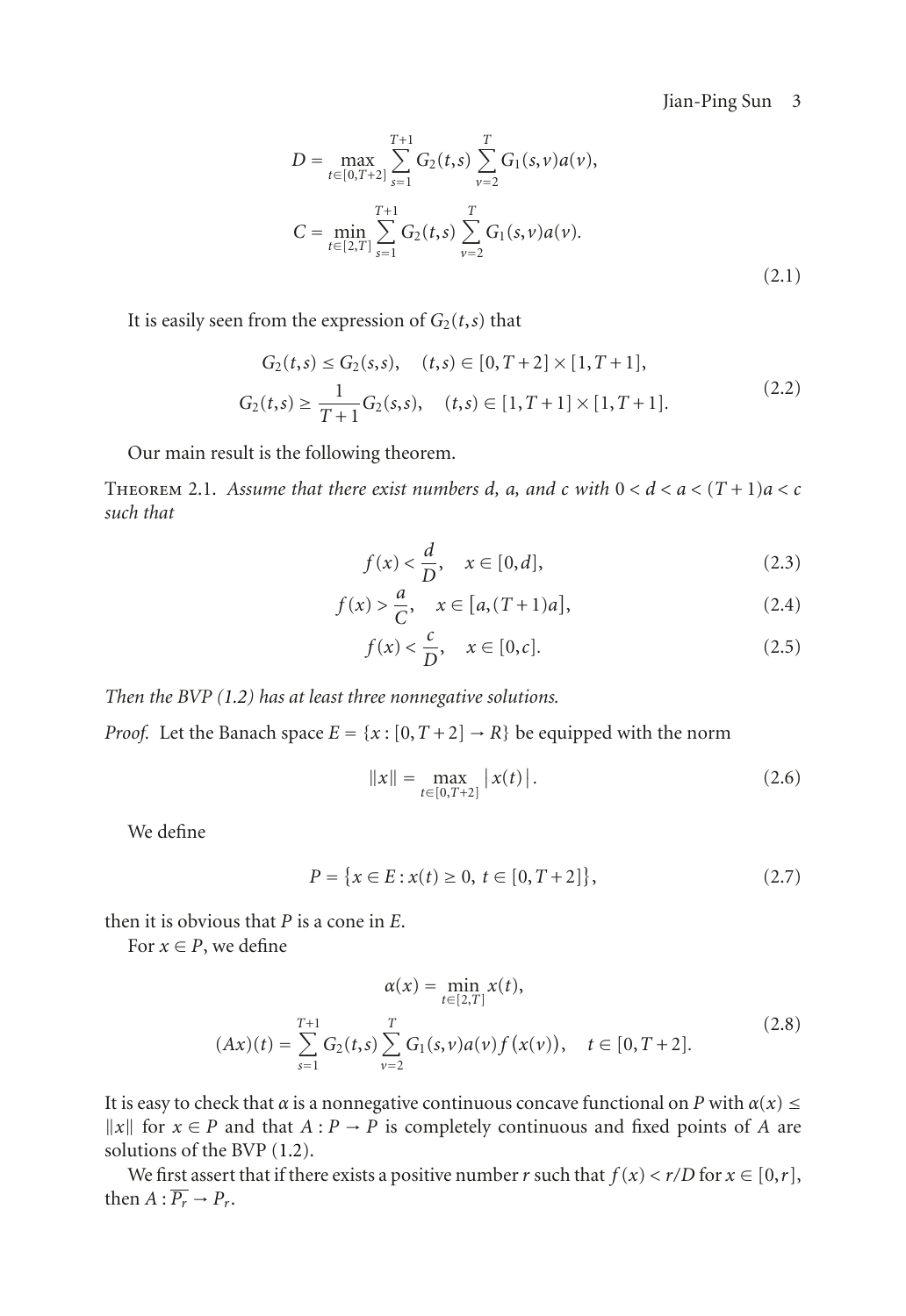$$D = \max_{t \in [0,T+2]} \sum_{s=1}^{T+1} G_2(t,s) \sum_{v=2}^{T} G_1(s,v)a(v),$$

$$C = \min_{t \in [2,T]} \sum_{s=1}^{T+1} G_2(t,s) \sum_{v=2}^{T} G_1(s,v)a(v). \tag{2.1}$$

It is easily seen from the expression of $G_2(t,s)$ that

$$\begin{aligned} G_2(t,s) &\leq G_2(s,s), \quad (t,s) \in [0,T+2] \times [1,T+1], \\ G_2(t,s) &\geq \frac{1}{T+1} G_2(s,s), \quad (t,s) \in [1,T+1] \times [1,T+1]. \end{aligned} \tag{2.2}$$

Our main result is the following theorem.

Theorem 2.1. *Assume that there exist numbers $d$, $a$, and $c$ with $0 < d < a < (T+1)a < c$ such that*

$$f(x) < \frac{d}{D}, \quad x \in [0,d], \tag{2.3}$$

$$f(x) > \frac{a}{C}, \quad x \in [a,(T+1)a], \tag{2.4}$$

$$f(x) < \frac{c}{D}, \quad x \in [0,c]. \tag{2.5}$$

*Then the BVP (1.2) has at least three nonnegative solutions.*

*Proof.* Let the Banach space $E = \{x : [0,T+2] \to R\}$ be equipped with the norm

$$\|x\| = \max_{t \in [0,T+2]} |x(t)|. \tag{2.6}$$

We define

$$P = \{x \in E : x(t) \geq 0, \ t \in [0,T+2]\}, \tag{2.7}$$

then it is obvious that $P$ is a cone in $E$.

For $x \in P$, we define

$$\begin{aligned} \alpha(x) &= \min_{t \in [2,T]} x(t), \\ (Ax)(t) &= \sum_{s=1}^{T+1} G_2(t,s) \sum_{v=2}^{T} G_1(s,v)a(v)f(x(v)), \quad t \in [0,T+2]. \end{aligned} \tag{2.8}$$

It is easy to check that $\alpha$ is a nonnegative continuous concave functional on $P$ with $\alpha(x) \leq \|x\|$ for $x \in P$ and that $A : P \to P$ is completely continuous and fixed points of $A$ are solutions of the BVP (1.2).

We first assert that if there exists a positive number $r$ such that $f(x) < r/D$ for $x \in [0,r]$, then $A : \overline{P_r} \to P_r$.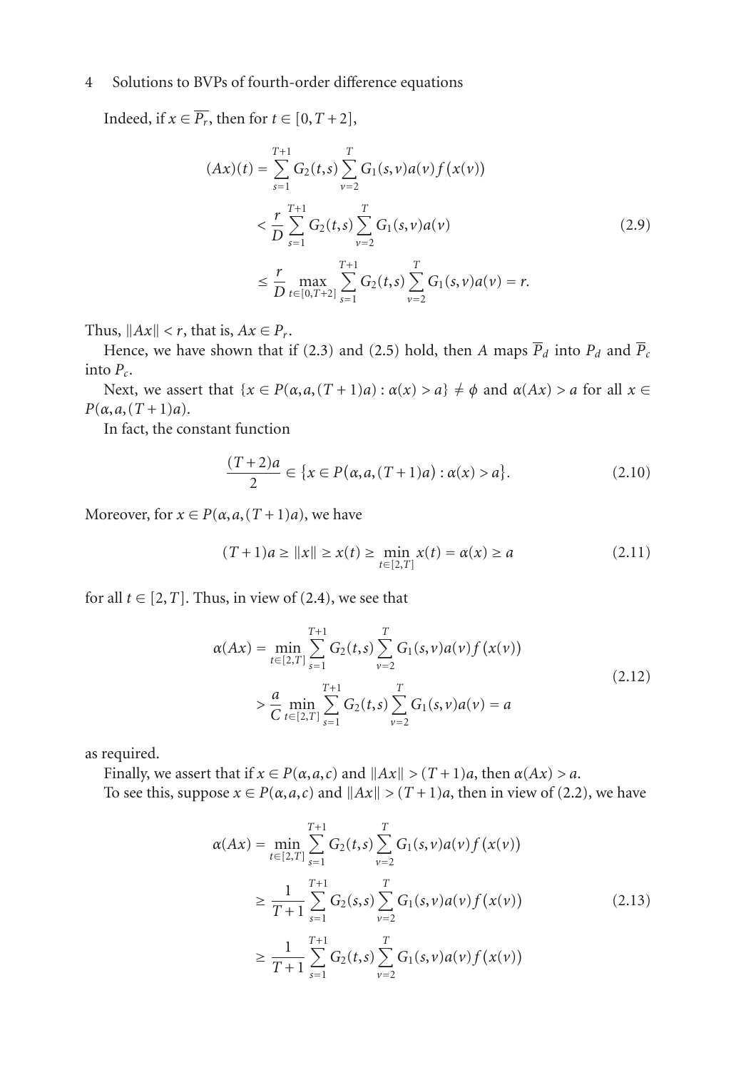Indeed, if $x \in \overline{P_r}$, then for $t \in [0, T+2]$,

$$
\begin{aligned}
(Ax)(t) &= \sum_{s=1}^{T+1} G_2(t,s) \sum_{v=2}^{T} G_1(s,v) a(v) f(x(v)) \\
&< \frac{r}{D} \sum_{s=1}^{T+1} G_2(t,s) \sum_{v=2}^{T} G_1(s,v) a(v) \\
&\leq \frac{r}{D} \max_{t \in [0,T+2]} \sum_{s=1}^{T+1} G_2(t,s) \sum_{v=2}^{T} G_1(s,v) a(v) = r.
\end{aligned}
\tag{2.9}
$$

Thus, $\|Ax\| < r$, that is, $Ax \in P_r$.

Hence, we have shown that if (2.3) and (2.5) hold, then $A$ maps $\overline{P}_d$ into $P_d$ and $\overline{P}_c$ into $P_c$.

Next, we assert that $\{x \in P(\alpha, a, (T+1)a) : \alpha(x) > a\} \neq \phi$ and $\alpha(Ax) > a$ for all $x \in P(\alpha, a, (T+1)a)$.

In fact, the constant function

$$
\frac{(T+2)a}{2} \in \{x \in P(\alpha, a, (T+1)a) : \alpha(x) > a\}.
\tag{2.10}
$$

Moreover, for $x \in P(\alpha, a, (T+1)a)$, we have

$$
(T+1)a \geq \|x\| \geq x(t) \geq \min_{t \in [2,T]} x(t) = \alpha(x) \geq a
\tag{2.11}
$$

for all $t \in [2, T]$. Thus, in view of (2.4), we see that

$$
\begin{aligned}
\alpha(Ax) &= \min_{t \in [2,T]} \sum_{s=1}^{T+1} G_2(t,s) \sum_{v=2}^{T} G_1(s,v) a(v) f(x(v)) \\
&> \frac{a}{C} \min_{t \in [2,T]} \sum_{s=1}^{T+1} G_2(t,s) \sum_{v=2}^{T} G_1(s,v) a(v) = a
\end{aligned}
\tag{2.12}
$$

as required.

Finally, we assert that if $x \in P(\alpha, a, c)$ and $\|Ax\| > (T+1)a$, then $\alpha(Ax) > a$.

To see this, suppose $x \in P(\alpha, a, c)$ and $\|Ax\| > (T+1)a$, then in view of (2.2), we have

$$
\begin{aligned}
\alpha(Ax) &= \min_{t \in [2,T]} \sum_{s=1}^{T+1} G_2(t,s) \sum_{v=2}^{T} G_1(s,v) a(v) f(x(v)) \\
&\geq \frac{1}{T+1} \sum_{s=1}^{T+1} G_2(s,s) \sum_{v=2}^{T} G_1(s,v) a(v) f(x(v)) \\
&\geq \frac{1}{T+1} \sum_{s=1}^{T+1} G_2(t,s) \sum_{v=2}^{T} G_1(s,v) a(v) f(x(v))
\end{aligned}
\tag{2.13}
$$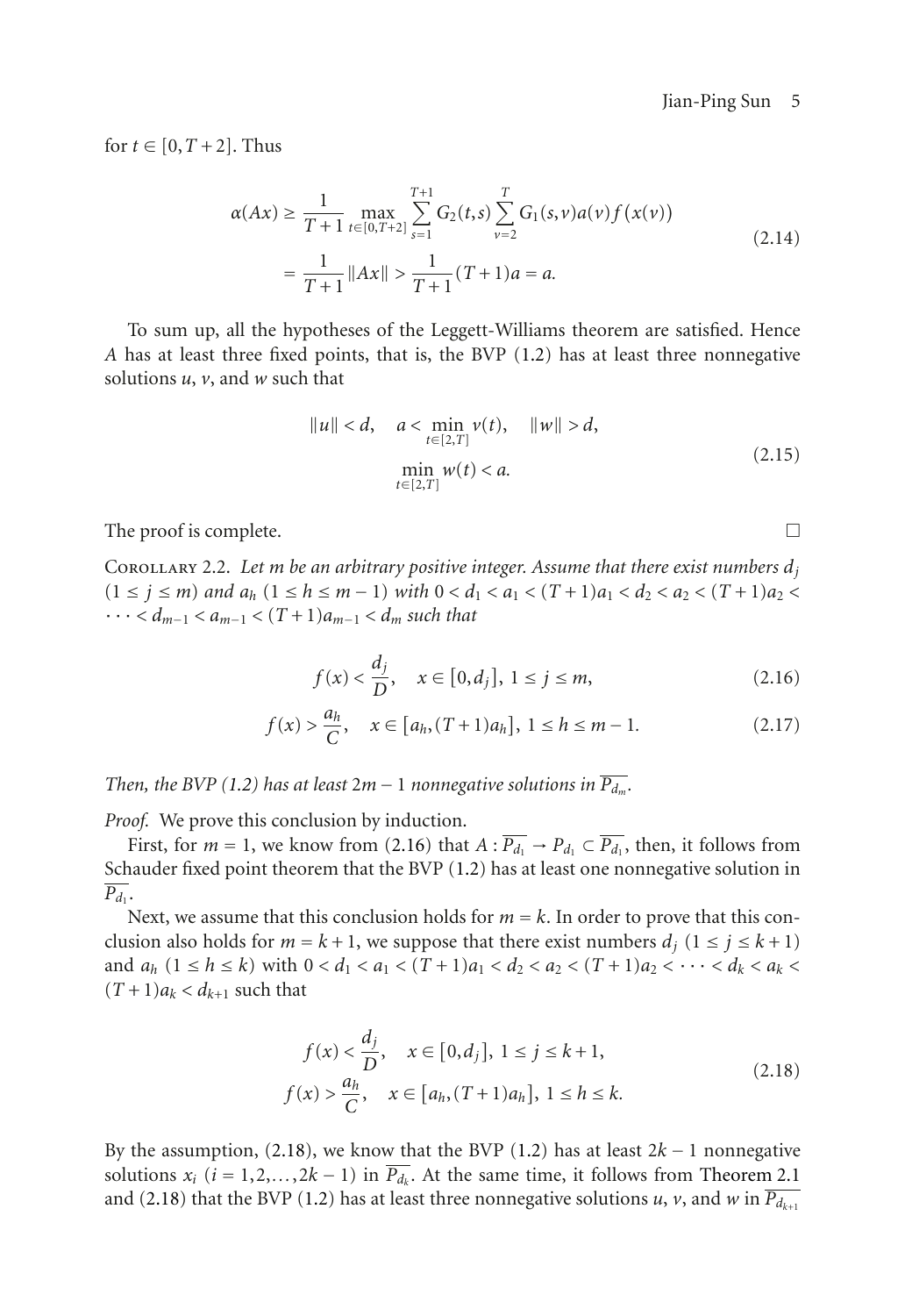for $t \in [0, T+2]$. Thus

$$
\begin{aligned}
\alpha(Ax) &\geq \frac{1}{T+1} \max_{t\in[0,T+2]} \sum_{s=1}^{T+1} G_2(t,s) \sum_{v=2}^{T} G_1(s,v)a(v)f(x(v)) \\
&= \frac{1}{T+1}\|Ax\| > \frac{1}{T+1}(T+1)a = a.
\end{aligned}
\tag{2.14}
$$

To sum up, all the hypotheses of the Leggett-Williams theorem are satisfied. Hence $A$ has at least three fixed points, that is, the BVP (1.2) has at least three nonnegative solutions $u$, $v$, and $w$ such that

$$
\begin{aligned}
&\|u\| < d, \quad a < \min_{t\in[2,T]} v(t), \quad \|w\| > d, \\
&\min_{t\in[2,T]} w(t) < a.
\end{aligned}
\tag{2.15}
$$

The proof is complete. □

Corollary 2.2. *Let $m$ be an arbitrary positive integer. Assume that there exist numbers $d_j$ $(1 \leq j \leq m)$ and $a_h$ $(1 \leq h \leq m-1)$ with $0 < d_1 < a_1 < (T+1)a_1 < d_2 < a_2 < (T+1)a_2 < \cdots < d_{m-1} < a_{m-1} < (T+1)a_{m-1} < d_m$ such that*

$$
f(x) < \frac{d_j}{D}, \quad x \in [0, d_j],\ 1 \leq j \leq m, \tag{2.16}
$$

$$
f(x) > \frac{a_h}{C}, \quad x \in [a_h, (T+1)a_h],\ 1 \leq h \leq m-1. \tag{2.17}
$$

*Then, the BVP (1.2) has at least $2m-1$ nonnegative solutions in $\overline{P_{d_m}}$.*

*Proof.* We prove this conclusion by induction.

First, for $m = 1$, we know from (2.16) that $A : \overline{P_{d_1}} \to P_{d_1} \subset \overline{P_{d_1}}$, then, it follows from Schauder fixed point theorem that the BVP (1.2) has at least one nonnegative solution in $\overline{P_{d_1}}$.

Next, we assume that this conclusion holds for $m = k$. In order to prove that this conclusion also holds for $m = k+1$, we suppose that there exist numbers $d_j$ $(1 \leq j \leq k+1)$ and $a_h$ $(1 \leq h \leq k)$ with $0 < d_1 < a_1 < (T+1)a_1 < d_2 < a_2 < (T+1)a_2 < \cdots < d_k < a_k < (T+1)a_k < d_{k+1}$ such that

$$
\begin{aligned}
&f(x) < \frac{d_j}{D}, \quad x \in [0, d_j],\ 1 \leq j \leq k+1, \\
&f(x) > \frac{a_h}{C}, \quad x \in [a_h, (T+1)a_h],\ 1 \leq h \leq k.
\end{aligned}
\tag{2.18}
$$

By the assumption, (2.18), we know that the BVP (1.2) has at least $2k-1$ nonnegative solutions $x_i$ $(i = 1, 2, \ldots, 2k-1)$ in $\overline{P_{d_k}}$. At the same time, it follows from Theorem 2.1 and (2.18) that the BVP (1.2) has at least three nonnegative solutions $u$, $v$, and $w$ in $\overline{P_{d_{k+1}}}$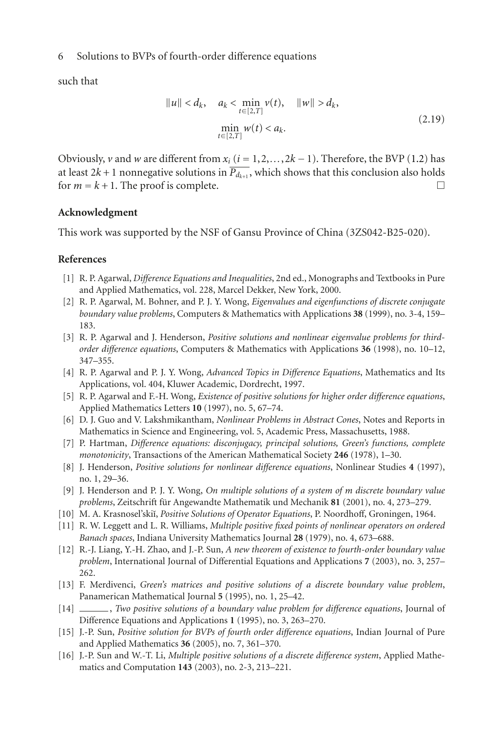such that

$$\|u\| < d_k, \quad a_k < \min_{t \in [2,T]} v(t), \quad \|w\| > d_k,$$
$$\min_{t \in [2,T]} w(t) < a_k. \tag{2.19}$$

Obviously, $v$ and $w$ are different from $x_i$ ($i = 1, 2, \ldots, 2k-1$). Therefore, the BVP (1.2) has at least $2k+1$ nonnegative solutions in $\overline{P_{d_{k+1}}}$, which shows that this conclusion also holds for $m = k+1$. The proof is complete. □

## Acknowledgment

This work was supported by the NSF of Gansu Province of China (3ZS042-B25-020).

## References

[1] R. P. Agarwal, *Difference Equations and Inequalities*, 2nd ed., Monographs and Textbooks in Pure and Applied Mathematics, vol. 228, Marcel Dekker, New York, 2000.

[2] R. P. Agarwal, M. Bohner, and P. J. Y. Wong, *Eigenvalues and eigenfunctions of discrete conjugate boundary value problems*, Computers & Mathematics with Applications **38** (1999), no. 3-4, 159–183.

[3] R. P. Agarwal and J. Henderson, *Positive solutions and nonlinear eigenvalue problems for third-order difference equations*, Computers & Mathematics with Applications **36** (1998), no. 10–12, 347–355.

[4] R. P. Agarwal and P. J. Y. Wong, *Advanced Topics in Difference Equations*, Mathematics and Its Applications, vol. 404, Kluwer Academic, Dordrecht, 1997.

[5] R. P. Agarwal and F.-H. Wong, *Existence of positive solutions for higher order difference equations*, Applied Mathematics Letters **10** (1997), no. 5, 67–74.

[6] D. J. Guo and V. Lakshmikantham, *Nonlinear Problems in Abstract Cones*, Notes and Reports in Mathematics in Science and Engineering, vol. 5, Academic Press, Massachusetts, 1988.

[7] P. Hartman, *Difference equations: disconjugacy, principal solutions, Green's functions, complete monotonicity*, Transactions of the American Mathematical Society **246** (1978), 1–30.

[8] J. Henderson, *Positive solutions for nonlinear difference equations*, Nonlinear Studies **4** (1997), no. 1, 29–36.

[9] J. Henderson and P. J. Y. Wong, *On multiple solutions of a system of m discrete boundary value problems*, Zeitschrift für Angewandte Mathematik und Mechanik **81** (2001), no. 4, 273–279.

[10] M. A. Krasnosel'skiĭ, *Positive Solutions of Operator Equations*, P. Noordhoff, Groningen, 1964.

[11] R. W. Leggett and L. R. Williams, *Multiple positive fixed points of nonlinear operators on ordered Banach spaces*, Indiana University Mathematics Journal **28** (1979), no. 4, 673–688.

[12] R.-J. Liang, Y.-H. Zhao, and J.-P. Sun, *A new theorem of existence to fourth-order boundary value problem*, International Journal of Differential Equations and Applications **7** (2003), no. 3, 257–262.

[13] F. Merdivenci, *Green's matrices and positive solutions of a discrete boundary value problem*, Panamerican Mathematical Journal **5** (1995), no. 1, 25–42.

[14] ———, *Two positive solutions of a boundary value problem for difference equations*, Journal of Difference Equations and Applications **1** (1995), no. 3, 263–270.

[15] J.-P. Sun, *Positive solution for BVPs of fourth order difference equations*, Indian Journal of Pure and Applied Mathematics **36** (2005), no. 7, 361–370.

[16] J.-P. Sun and W.-T. Li, *Multiple positive solutions of a discrete difference system*, Applied Mathematics and Computation **143** (2003), no. 2-3, 213–221.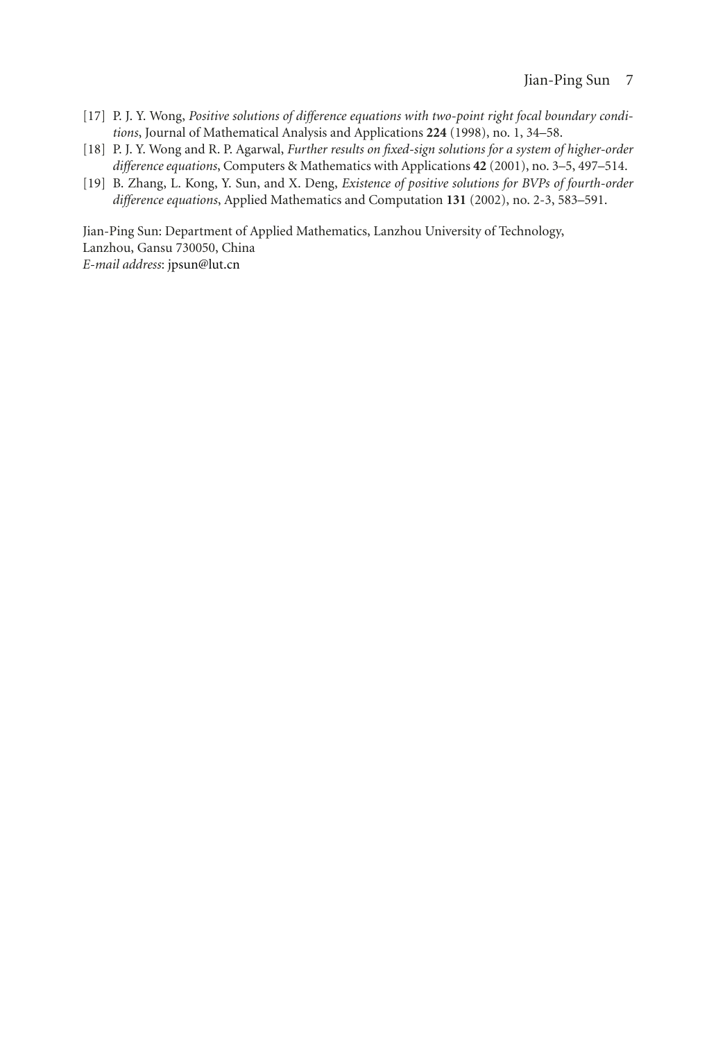[17] P. J. Y. Wong, *Positive solutions of difference equations with two-point right focal boundary conditions*, Journal of Mathematical Analysis and Applications **224** (1998), no. 1, 34–58.

[18] P. J. Y. Wong and R. P. Agarwal, *Further results on fixed-sign solutions for a system of higher-order difference equations*, Computers & Mathematics with Applications **42** (2001), no. 3–5, 497–514.

[19] B. Zhang, L. Kong, Y. Sun, and X. Deng, *Existence of positive solutions for BVPs of fourth-order difference equations*, Applied Mathematics and Computation **131** (2002), no. 2-3, 583–591.

Jian-Ping Sun: Department of Applied Mathematics, Lanzhou University of Technology, Lanzhou, Gansu 730050, China
*E-mail address*: jpsun@lut.cn